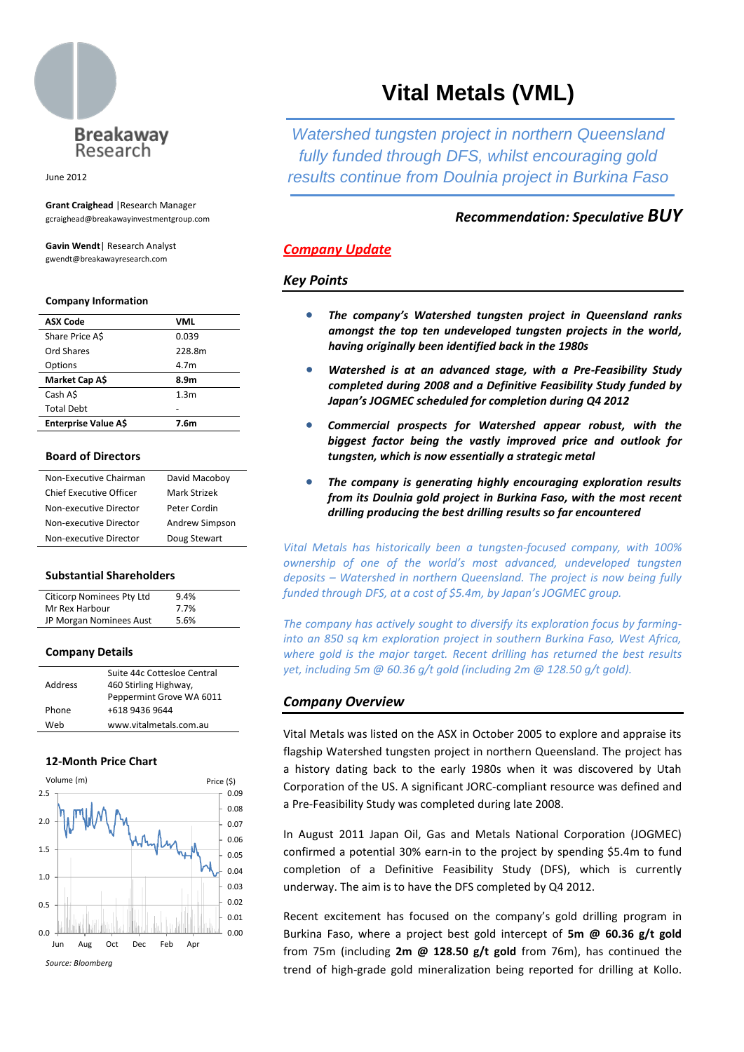Breakaway Research

June 2012

**Grant Craighead** | Research Manager
gcraighead@breakawayinvestmentgroup.com

**Gavin Wendt** | Research Analyst
gwendt@breakawayresearch.com

### Company Information

| **ASX Code** | **VML** |
|---|---|
| Share Price A$ | 0.039 |
| Ord Shares | 228.8m |
| Options | 4.7m |
| **Market Cap A$** | **8.9m** |
| Cash A$ | 1.3m |
| Total Debt | - |
| **Enterprise Value A$** | **7.6m** |

### Board of Directors

| | |
|---|---|
| Non-Executive Chairman | David Macoboy |
| Chief Executive Officer | Mark Strizek |
| Non-executive Director | Peter Cordin |
| Non-executive Director | Andrew Simpson |
| Non-executive Director | Doug Stewart |

### Substantial Shareholders

| | |
|---|---|
| Citicorp Nominees Pty Ltd | 9.4% |
| Mr Rex Harbour | 7.7% |
| JP Morgan Nominees Aust | 5.6% |

### Company Details

| | |
|---|---|
| Address | Suite 44c Cottesloe Central 460 Stirling Highway, Peppermint Grove WA 6011 |
| Phone | +618 9436 9644 |
| Web | www.vitalmetals.com.au |

### 12-Month Price Chart

Source: Bloomberg

# Vital Metals (VML)

*Watershed tungsten project in northern Queensland fully funded through DFS, whilst encouraging gold results continue from Doulnia project in Burkina Faso*

***Recommendation: Speculative BUY***

## *Company Update*

### *Key Points*

- ***The company's Watershed tungsten project in Queensland ranks amongst the top ten undeveloped tungsten projects in the world, having originally been identified back in the 1980s***
- ***Watershed is at an advanced stage, with a Pre-Feasibility Study completed during 2008 and a Definitive Feasibility Study funded by Japan's JOGMEC scheduled for completion during Q4 2012***
- ***Commercial prospects for Watershed appear robust, with the biggest factor being the vastly improved price and outlook for tungsten, which is now essentially a strategic metal***
- ***The company is generating highly encouraging exploration results from its Doulnia gold project in Burkina Faso, with the most recent drilling producing the best drilling results so far encountered***

*Vital Metals has historically been a tungsten-focused company, with 100% ownership of one of the world's most advanced, undeveloped tungsten deposits – Watershed in northern Queensland. The project is now being fully funded through DFS, at a cost of $5.4m, by Japan's JOGMEC group.*

*The company has actively sought to diversify its exploration focus by farming-into an 850 sq km exploration project in southern Burkina Faso, West Africa, where gold is the major target. Recent drilling has returned the best results yet, including 5m @ 60.36 g/t gold (including 2m @ 128.50 g/t gold).*

### *Company Overview*

Vital Metals was listed on the ASX in October 2005 to explore and appraise its flagship Watershed tungsten project in northern Queensland. The project has a history dating back to the early 1980s when it was discovered by Utah Corporation of the US. A significant JORC-compliant resource was defined and a Pre-Feasibility Study was completed during late 2008.

In August 2011 Japan Oil, Gas and Metals National Corporation (JOGMEC) confirmed a potential 30% earn-in to the project by spending $5.4m to fund completion of a Definitive Feasibility Study (DFS), which is currently underway. The aim is to have the DFS completed by Q4 2012.

Recent excitement has focused on the company's gold drilling program in Burkina Faso, where a project best gold intercept of **5m @ 60.36 g/t gold** from 75m (including **2m @ 128.50 g/t gold** from 76m), has continued the trend of high-grade gold mineralization being reported for drilling at Kollo.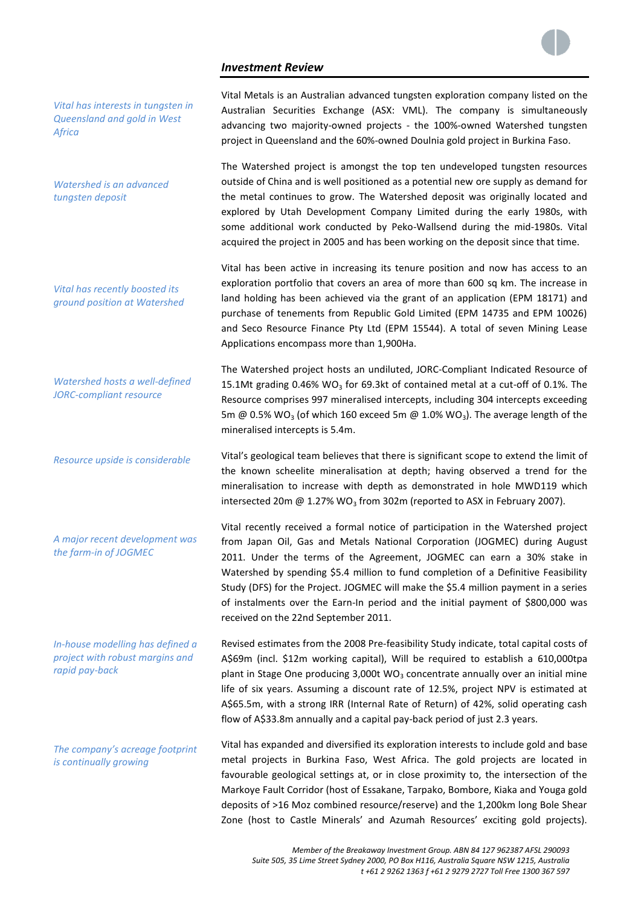## *Investment Review*

*Vital has interests in tungsten in Queensland and gold in West Africa*

Vital Metals is an Australian advanced tungsten exploration company listed on the Australian Securities Exchange (ASX: VML). The company is simultaneously advancing two majority-owned projects - the 100%-owned Watershed tungsten project in Queensland and the 60%-owned Doulnia gold project in Burkina Faso.

*Watershed is an advanced tungsten deposit*

The Watershed project is amongst the top ten undeveloped tungsten resources outside of China and is well positioned as a potential new ore supply as demand for the metal continues to grow. The Watershed deposit was originally located and explored by Utah Development Company Limited during the early 1980s, with some additional work conducted by Peko-Wallsend during the mid-1980s. Vital acquired the project in 2005 and has been working on the deposit since that time.

*Vital has recently boosted its ground position at Watershed*

Vital has been active in increasing its tenure position and now has access to an exploration portfolio that covers an area of more than 600 sq km. The increase in land holding has been achieved via the grant of an application (EPM 18171) and purchase of tenements from Republic Gold Limited (EPM 14735 and EPM 10026) and Seco Resource Finance Pty Ltd (EPM 15544). A total of seven Mining Lease Applications encompass more than 1,900Ha.

*Watershed hosts a well-defined JORC-compliant resource*

The Watershed project hosts an undiluted, JORC-Compliant Indicated Resource of 15.1Mt grading 0.46% $WO_3$ for 69.3kt of contained metal at a cut-off of 0.1%. The Resource comprises 997 mineralised intercepts, including 304 intercepts exceeding 5m @ 0.5% $WO_3$ (of which 160 exceed 5m @ 1.0% $WO_3$). The average length of the mineralised intercepts is 5.4m.

*Resource upside is considerable*

Vital's geological team believes that there is significant scope to extend the limit of the known scheelite mineralisation at depth; having observed a trend for the mineralisation to increase with depth as demonstrated in hole MWD119 which intersected 20m @ 1.27% $WO_3$ from 302m (reported to ASX in February 2007).

*A major recent development was the farm-in of JOGMEC*

Vital recently received a formal notice of participation in the Watershed project from Japan Oil, Gas and Metals National Corporation (JOGMEC) during August 2011. Under the terms of the Agreement, JOGMEC can earn a 30% stake in Watershed by spending $5.4 million to fund completion of a Definitive Feasibility Study (DFS) for the Project. JOGMEC will make the $5.4 million payment in a series of instalments over the Earn-In period and the initial payment of $800,000 was received on the 22nd September 2011.

*In-house modelling has defined a project with robust margins and rapid pay-back*

Revised estimates from the 2008 Pre-feasibility Study indicate, total capital costs of A$69m (incl. $12m working capital), Will be required to establish a 610,000tpa plant in Stage One producing 3,000t $WO_3$ concentrate annually over an initial mine life of six years. Assuming a discount rate of 12.5%, project NPV is estimated at A$65.5m, with a strong IRR (Internal Rate of Return) of 42%, solid operating cash flow of A$33.8m annually and a capital pay-back period of just 2.3 years.

*The company's acreage footprint is continually growing*

Vital has expanded and diversified its exploration interests to include gold and base metal projects in Burkina Faso, West Africa. The gold projects are located in favourable geological settings at, or in close proximity to, the intersection of the Markoye Fault Corridor (host of Essakane, Tarpako, Bombore, Kiaka and Youga gold deposits of >16 Moz combined resource/reserve) and the 1,200km long Bole Shear Zone (host to Castle Minerals' and Azumah Resources' exciting gold projects).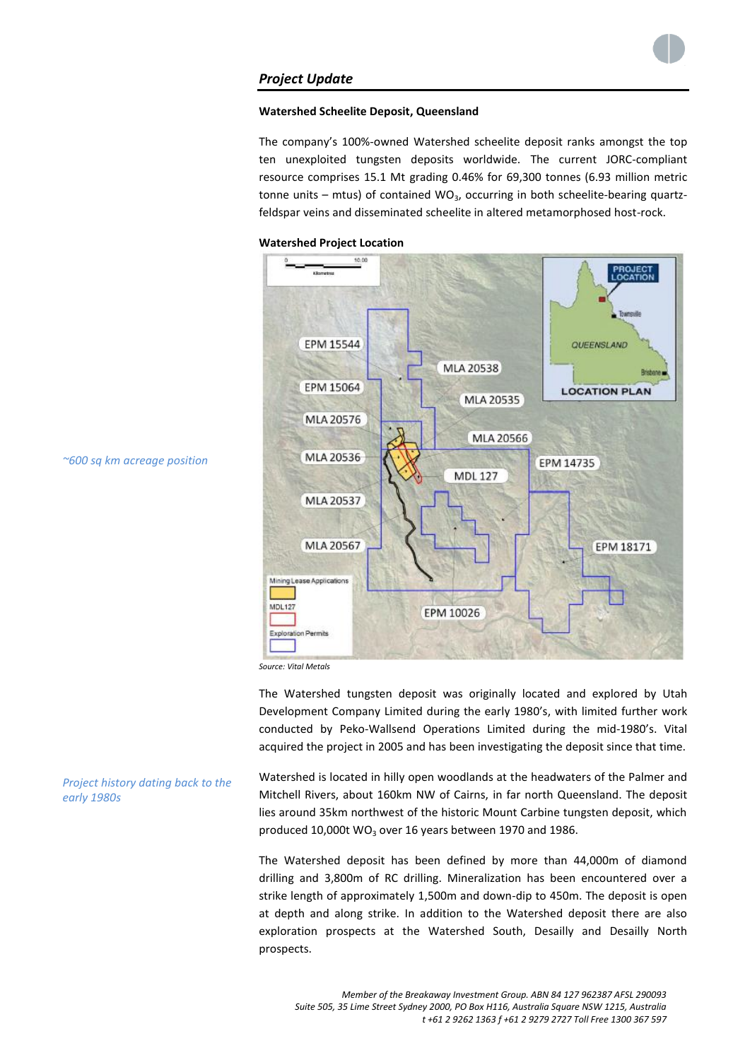## Project Update

**Watershed Scheelite Deposit, Queensland**

The company's 100%-owned Watershed scheelite deposit ranks amongst the top ten unexploited tungsten deposits worldwide. The current JORC-compliant resource comprises 15.1 Mt grading 0.46% for 69,300 tonnes (6.93 million metric tonne units – mtus) of contained $WO_3$, occurring in both scheelite-bearing quartz-feldspar veins and disseminated scheelite in altered metamorphosed host-rock.

*~600 sq km acreage position*

**Watershed Project Location**

*Source: Vital Metals*

The Watershed tungsten deposit was originally located and explored by Utah Development Company Limited during the early 1980's, with limited further work conducted by Peko-Wallsend Operations Limited during the mid-1980's. Vital acquired the project in 2005 and has been investigating the deposit since that time.

*Project history dating back to the early 1980s*

Watershed is located in hilly open woodlands at the headwaters of the Palmer and Mitchell Rivers, about 160km NW of Cairns, in far north Queensland. The deposit lies around 35km northwest of the historic Mount Carbine tungsten deposit, which produced 10,000t $WO_3$ over 16 years between 1970 and 1986.

The Watershed deposit has been defined by more than 44,000m of diamond drilling and 3,800m of RC drilling. Mineralization has been encountered over a strike length of approximately 1,500m and down-dip to 450m. The deposit is open at depth and along strike. In addition to the Watershed deposit there are also exploration prospects at the Watershed South, Desailly and Desailly North prospects.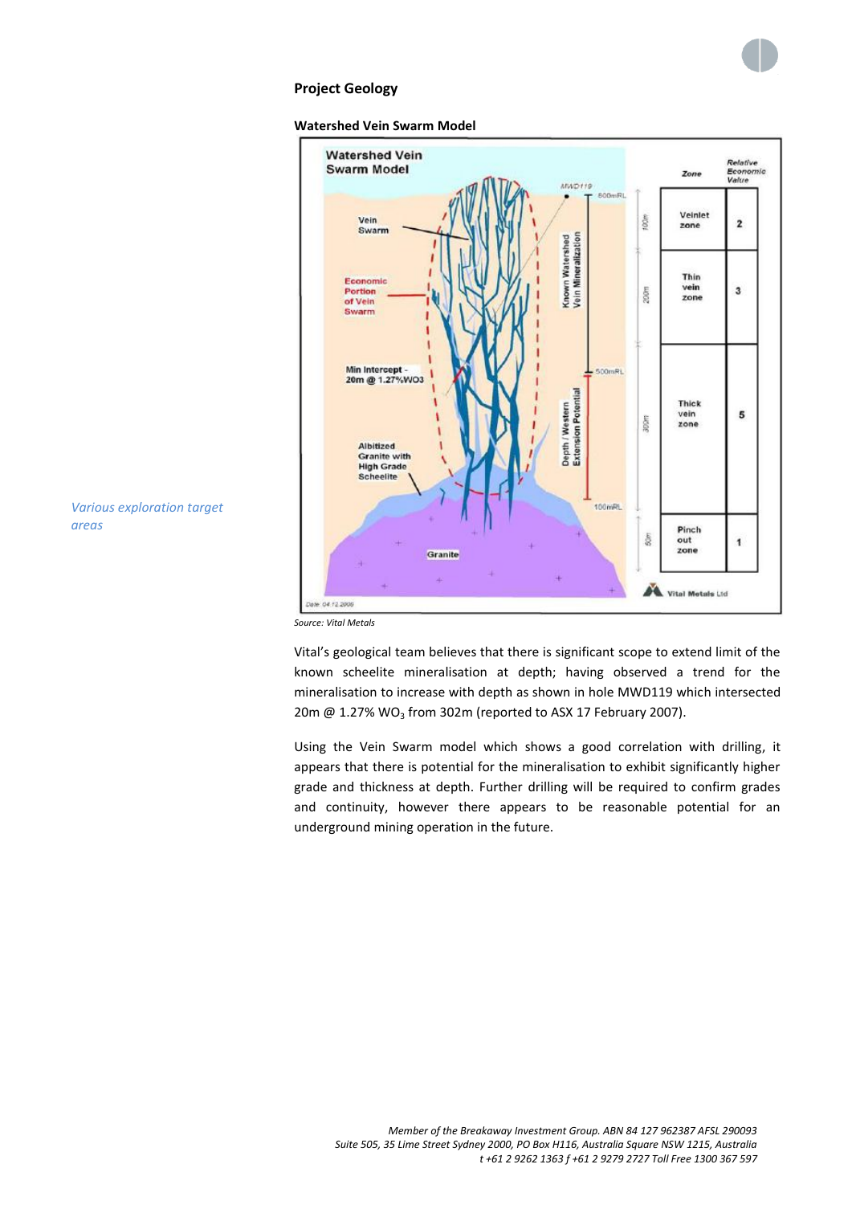### Project Geology

**Watershed Vein Swarm Model**

*Source: Vital Metals*

*Various exploration target areas*

Vital's geological team believes that there is significant scope to extend limit of the known scheelite mineralisation at depth; having observed a trend for the mineralisation to increase with depth as shown in hole MWD119 which intersected 20m @ 1.27% $WO_3$ from 302m (reported to ASX 17 February 2007).

Using the Vein Swarm model which shows a good correlation with drilling, it appears that there is potential for the mineralisation to exhibit significantly higher grade and thickness at depth. Further drilling will be required to confirm grades and continuity, however there appears to be reasonable potential for an underground mining operation in the future.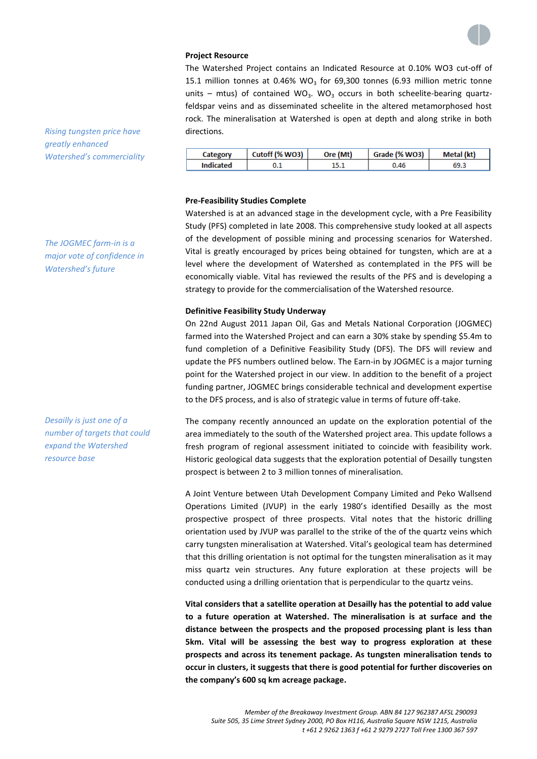### Project Resource

The Watershed Project contains an Indicated Resource at 0.10% WO3 cut-off of 15.1 million tonnes at 0.46% $WO_3$ for 69,300 tonnes (6.93 million metric tonne units – mtus) of contained $WO_3$. $WO_3$ occurs in both scheelite-bearing quartz-feldspar veins and as disseminated scheelite in the altered metamorphosed host rock. The mineralisation at Watershed is open at depth and along strike in both directions.

*Rising tungsten price have greatly enhanced Watershed's commerciality*

| Category | Cutoff (% WO3) | Ore (Mt) | Grade (% WO3) | Metal (kt) |
|---|---|---|---|---|
| Indicated | 0.1 | 15.1 | 0.46 | 69.3 |

### Pre-Feasibility Studies Complete

Watershed is at an advanced stage in the development cycle, with a Pre Feasibility Study (PFS) completed in late 2008. This comprehensive study looked at all aspects of the development of possible mining and processing scenarios for Watershed. Vital is greatly encouraged by prices being obtained for tungsten, which are at a level where the development of Watershed as contemplated in the PFS will be economically viable. Vital has reviewed the results of the PFS and is developing a strategy to provide for the commercialisation of the Watershed resource.

*The JOGMEC farm-in is a major vote of confidence in Watershed's future*

### Definitive Feasibility Study Underway

On 22nd August 2011 Japan Oil, Gas and Metals National Corporation (JOGMEC) farmed into the Watershed Project and can earn a 30% stake by spending $5.4m to fund completion of a Definitive Feasibility Study (DFS). The DFS will review and update the PFS numbers outlined below. The Earn-in by JOGMEC is a major turning point for the Watershed project in our view. In addition to the benefit of a project funding partner, JOGMEC brings considerable technical and development expertise to the DFS process, and is also of strategic value in terms of future off-take.

*Desailly is just one of a number of targets that could expand the Watershed resource base*

The company recently announced an update on the exploration potential of the area immediately to the south of the Watershed project area. This update follows a fresh program of regional assessment initiated to coincide with feasibility work. Historic geological data suggests that the exploration potential of Desailly tungsten prospect is between 2 to 3 million tonnes of mineralisation.

A Joint Venture between Utah Development Company Limited and Peko Wallsend Operations Limited (JVUP) in the early 1980's identified Desailly as the most prospective prospect of three prospects. Vital notes that the historic drilling orientation used by JVUP was parallel to the strike of the of the quartz veins which carry tungsten mineralisation at Watershed. Vital's geological team has determined that this drilling orientation is not optimal for the tungsten mineralisation as it may miss quartz vein structures. Any future exploration at these projects will be conducted using a drilling orientation that is perpendicular to the quartz veins.

**Vital considers that a satellite operation at Desailly has the potential to add value to a future operation at Watershed. The mineralisation is at surface and the distance between the prospects and the proposed processing plant is less than 5km. Vital will be assessing the best way to progress exploration at these prospects and across its tenement package. As tungsten mineralisation tends to occur in clusters, it suggests that there is good potential for further discoveries on the company's 600 sq km acreage package.**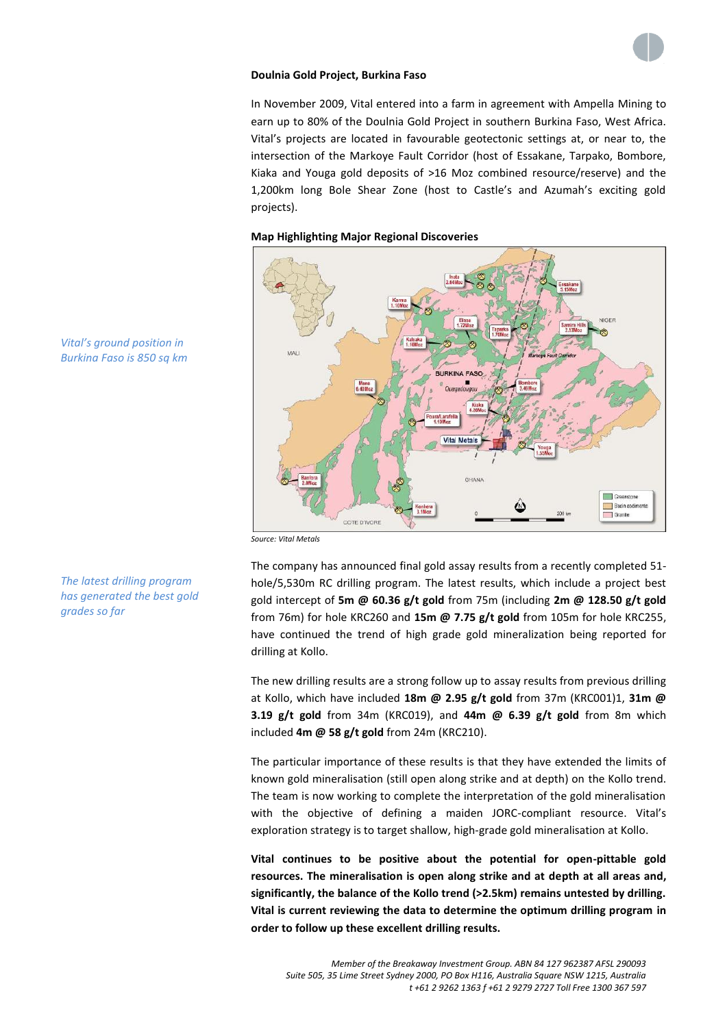### Doulnia Gold Project, Burkina Faso

In November 2009, Vital entered into a farm in agreement with Ampella Mining to earn up to 80% of the Doulnia Gold Project in southern Burkina Faso, West Africa. Vital's projects are located in favourable geotectonic settings at, or near to, the intersection of the Markoye Fault Corridor (host of Essakane, Tarpako, Bombore, Kiaka and Youga gold deposits of >16 Moz combined resource/reserve) and the 1,200km long Bole Shear Zone (host to Castle's and Azumah's exciting gold projects).

*Vital's ground position in Burkina Faso is 850 sq km*

**Map Highlighting Major Regional Discoveries**

*Source: Vital Metals*

*The latest drilling program has generated the best gold grades so far*

The company has announced final gold assay results from a recently completed 51-hole/5,530m RC drilling program. The latest results, which include a project best gold intercept of **5m @ 60.36 g/t gold** from 75m (including **2m @ 128.50 g/t gold** from 76m) for hole KRC260 and **15m @ 7.75 g/t gold** from 105m for hole KRC255, have continued the trend of high grade gold mineralization being reported for drilling at Kollo.

The new drilling results are a strong follow up to assay results from previous drilling at Kollo, which have included **18m @ 2.95 g/t gold** from 37m (KRC001)1, **31m @ 3.19 g/t gold** from 34m (KRC019), and **44m @ 6.39 g/t gold** from 8m which included **4m @ 58 g/t gold** from 24m (KRC210).

The particular importance of these results is that they have extended the limits of known gold mineralisation (still open along strike and at depth) on the Kollo trend. The team is now working to complete the interpretation of the gold mineralisation with the objective of defining a maiden JORC-compliant resource. Vital's exploration strategy is to target shallow, high-grade gold mineralisation at Kollo.

**Vital continues to be positive about the potential for open-pittable gold resources. The mineralisation is open along strike and at depth at all areas and, significantly, the balance of the Kollo trend (>2.5km) remains untested by drilling. Vital is current reviewing the data to determine the optimum drilling program in order to follow up these excellent drilling results.**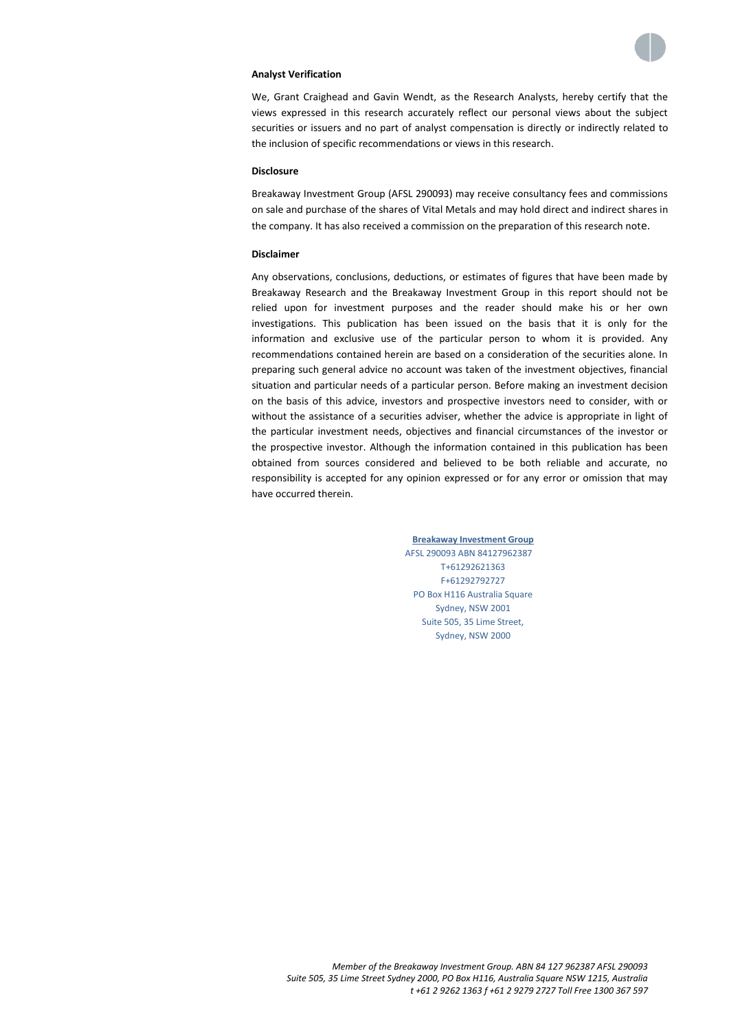**Analyst Verification**

We, Grant Craighead and Gavin Wendt, as the Research Analysts, hereby certify that the views expressed in this research accurately reflect our personal views about the subject securities or issuers and no part of analyst compensation is directly or indirectly related to the inclusion of specific recommendations or views in this research.

**Disclosure**

Breakaway Investment Group (AFSL 290093) may receive consultancy fees and commissions on sale and purchase of the shares of Vital Metals and may hold direct and indirect shares in the company. It has also received a commission on the preparation of this research note.

**Disclaimer**

Any observations, conclusions, deductions, or estimates of figures that have been made by Breakaway Research and the Breakaway Investment Group in this report should not be relied upon for investment purposes and the reader should make his or her own investigations. This publication has been issued on the basis that it is only for the information and exclusive use of the particular person to whom it is provided. Any recommendations contained herein are based on a consideration of the securities alone. In preparing such general advice no account was taken of the investment objectives, financial situation and particular needs of a particular person. Before making an investment decision on the basis of this advice, investors and prospective investors need to consider, with or without the assistance of a securities adviser, whether the advice is appropriate in light of the particular investment needs, objectives and financial circumstances of the investor or the prospective investor. Although the information contained in this publication has been obtained from sources considered and believed to be both reliable and accurate, no responsibility is accepted for any opinion expressed or for any error or omission that may have occurred therein.

**Breakaway Investment Group**
AFSL 290093 ABN 84127962387
T+61292621363
F+61292792727
PO Box H116 Australia Square
Sydney, NSW 2001
Suite 505, 35 Lime Street,
Sydney, NSW 2000